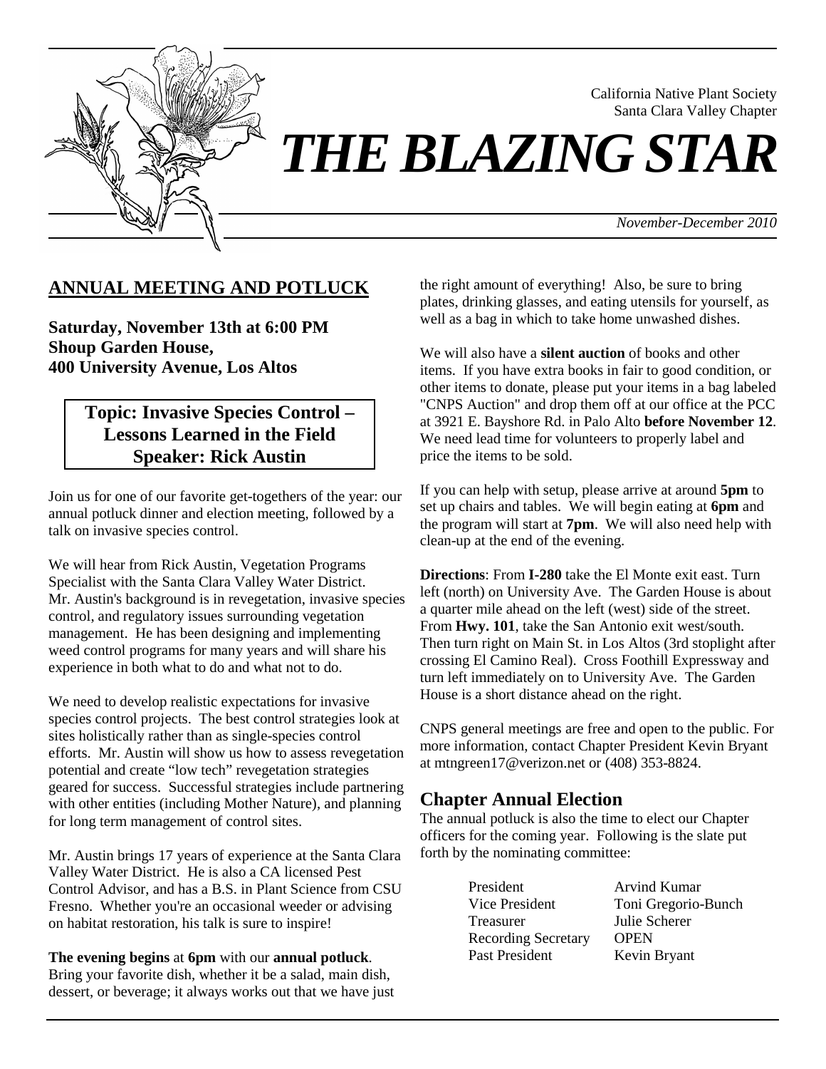California Native Plant Society
Santa Clara Valley Chapter

# THE BLAZING STAR

*November-December 2010*

## ANNUAL MEETING AND POTLUCK

**Saturday, November 13th at 6:00 PM**
**Shoup Garden House,**
**400 University Avenue, Los Altos**

**Topic: Invasive Species Control – Lessons Learned in the Field**
**Speaker: Rick Austin**

Join us for one of our favorite get-togethers of the year: our annual potluck dinner and election meeting, followed by a talk on invasive species control.

We will hear from Rick Austin, Vegetation Programs Specialist with the Santa Clara Valley Water District. Mr. Austin's background is in revegetation, invasive species control, and regulatory issues surrounding vegetation management. He has been designing and implementing weed control programs for many years and will share his experience in both what to do and what not to do.

We need to develop realistic expectations for invasive species control projects. The best control strategies look at sites holistically rather than as single-species control efforts. Mr. Austin will show us how to assess revegetation potential and create "low tech" revegetation strategies geared for success. Successful strategies include partnering with other entities (including Mother Nature), and planning for long term management of control sites.

Mr. Austin brings 17 years of experience at the Santa Clara Valley Water District. He is also a CA licensed Pest Control Advisor, and has a B.S. in Plant Science from CSU Fresno. Whether you're an occasional weeder or advising on habitat restoration, his talk is sure to inspire!

**The evening begins** at **6pm** with our **annual potluck**. Bring your favorite dish, whether it be a salad, main dish, dessert, or beverage; it always works out that we have just the right amount of everything! Also, be sure to bring plates, drinking glasses, and eating utensils for yourself, as well as a bag in which to take home unwashed dishes.

We will also have a **silent auction** of books and other items. If you have extra books in fair to good condition, or other items to donate, please put your items in a bag labeled "CNPS Auction" and drop them off at our office at the PCC at 3921 E. Bayshore Rd. in Palo Alto **before November 12**. We need lead time for volunteers to properly label and price the items to be sold.

If you can help with setup, please arrive at around **5pm** to set up chairs and tables. We will begin eating at **6pm** and the program will start at **7pm**. We will also need help with clean-up at the end of the evening.

**Directions**: From **I-280** take the El Monte exit east. Turn left (north) on University Ave. The Garden House is about a quarter mile ahead on the left (west) side of the street. From **Hwy. 101**, take the San Antonio exit west/south. Then turn right on Main St. in Los Altos (3rd stoplight after crossing El Camino Real). Cross Foothill Expressway and turn left immediately on to University Ave. The Garden House is a short distance ahead on the right.

CNPS general meetings are free and open to the public. For more information, contact Chapter President Kevin Bryant at mtngreen17@verizon.net or (408) 353-8824.

## Chapter Annual Election

The annual potluck is also the time to elect our Chapter officers for the coming year. Following is the slate put forth by the nominating committee:

| | |
|---|---|
| President | Arvind Kumar |
| Vice President | Toni Gregorio-Bunch |
| Treasurer | Julie Scherer |
| Recording Secretary | OPEN |
| Past President | Kevin Bryant |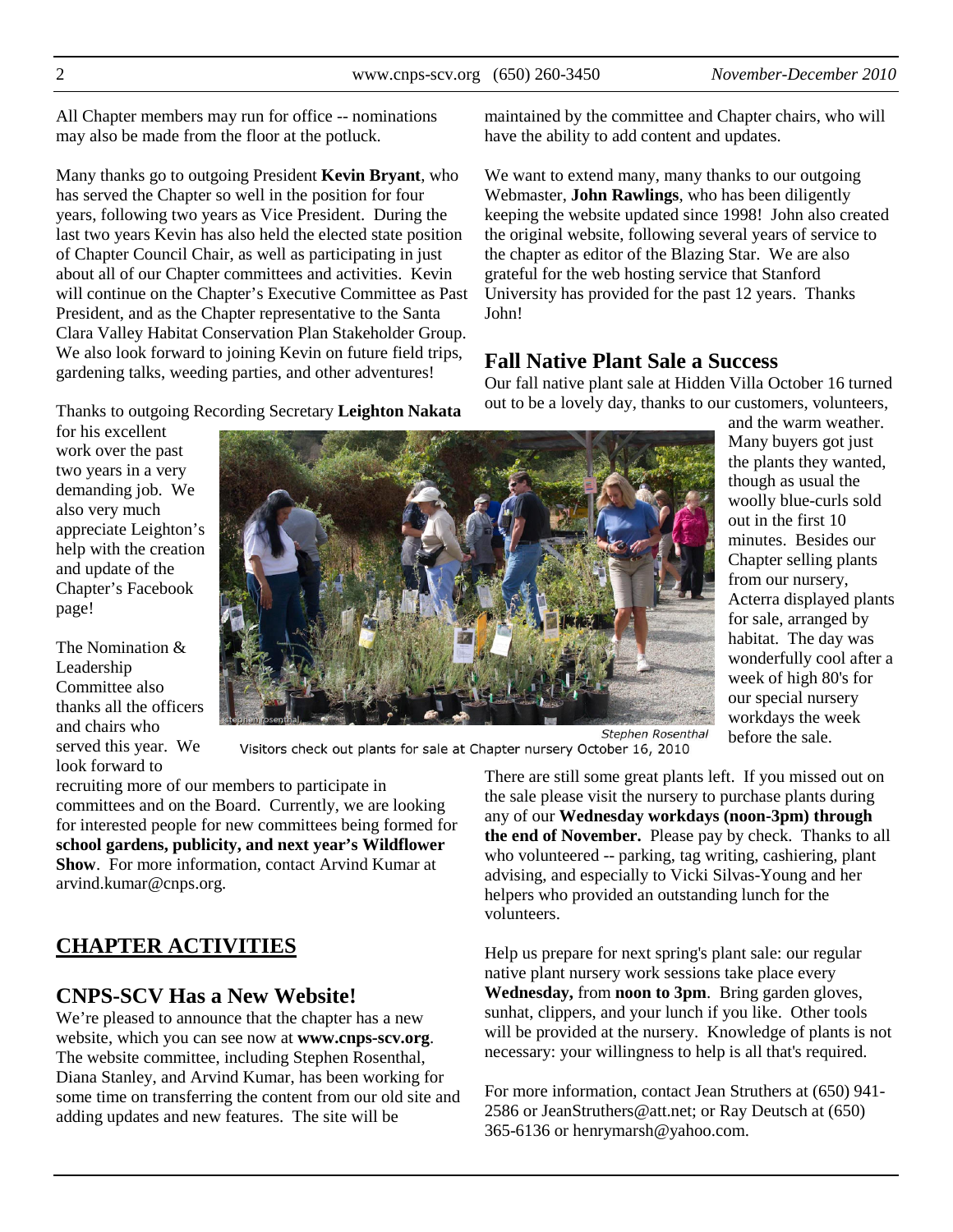All Chapter members may run for office -- nominations may also be made from the floor at the potluck.

Many thanks go to outgoing President **Kevin Bryant**, who has served the Chapter so well in the position for four years, following two years as Vice President. During the last two years Kevin has also held the elected state position of Chapter Council Chair, as well as participating in just about all of our Chapter committees and activities. Kevin will continue on the Chapter's Executive Committee as Past President, and as the Chapter representative to the Santa Clara Valley Habitat Conservation Plan Stakeholder Group. We also look forward to joining Kevin on future field trips, gardening talks, weeding parties, and other adventures!

Thanks to outgoing Recording Secretary **Leighton Nakata** for his excellent work over the past two years in a very demanding job. We also very much appreciate Leighton's help with the creation and update of the Chapter's Facebook page!

The Nomination & Leadership Committee also thanks all the officers and chairs who served this year. We look forward to recruiting more of our members to participate in committees and on the Board. Currently, we are looking for interested people for new committees being formed for **school gardens, publicity, and next year's Wildflower Show**. For more information, contact Arvind Kumar at arvind.kumar@cnps.org.

## CHAPTER ACTIVITIES

### CNPS-SCV Has a New Website!

We're pleased to announce that the chapter has a new website, which you can see now at **www.cnps-scv.org**. The website committee, including Stephen Rosenthal, Diana Stanley, and Arvind Kumar, has been working for some time on transferring the content from our old site and adding updates and new features. The site will be maintained by the committee and Chapter chairs, who will have the ability to add content and updates.

We want to extend many, many thanks to our outgoing Webmaster, **John Rawlings**, who has been diligently keeping the website updated since 1998! John also created the original website, following several years of service to the chapter as editor of the Blazing Star. We are also grateful for the web hosting service that Stanford University has provided for the past 12 years. Thanks John!

### Fall Native Plant Sale a Success

Our fall native plant sale at Hidden Villa October 16 turned out to be a lovely day, thanks to our customers, volunteers, and the warm weather. Many buyers got just the plants they wanted, though as usual the woolly blue-curls sold out in the first 10 minutes. Besides our Chapter selling plants from our nursery, Acterra displayed plants for sale, arranged by habitat. The day was wonderfully cool after a week of high 80's for our special nursery workdays the week before the sale.

*Stephen Rosenthal*

Visitors check out plants for sale at Chapter nursery October 16, 2010

There are still some great plants left. If you missed out on the sale please visit the nursery to purchase plants during any of our **Wednesday workdays (noon-3pm) through the end of November.** Please pay by check. Thanks to all who volunteered -- parking, tag writing, cashiering, plant advising, and especially to Vicki Silvas-Young and her helpers who provided an outstanding lunch for the volunteers.

Help us prepare for next spring's plant sale: our regular native plant nursery work sessions take place every **Wednesday,** from **noon to 3pm**. Bring garden gloves, sunhat, clippers, and your lunch if you like. Other tools will be provided at the nursery. Knowledge of plants is not necessary: your willingness to help is all that's required.

For more information, contact Jean Struthers at (650) 941-2586 or JeanStruthers@att.net; or Ray Deutsch at (650) 365-6136 or henrymarsh@yahoo.com.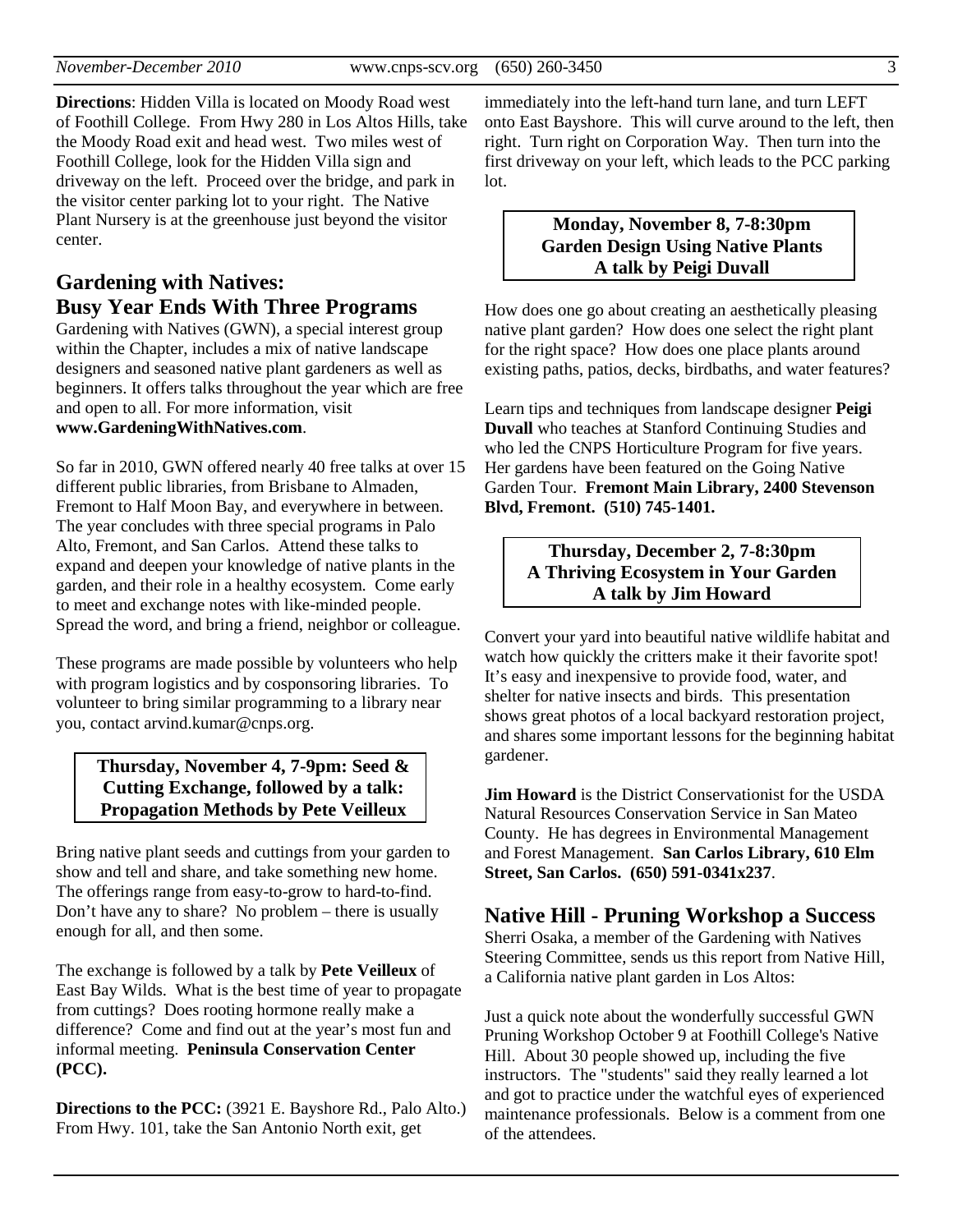**Directions**: Hidden Villa is located on Moody Road west of Foothill College. From Hwy 280 in Los Altos Hills, take the Moody Road exit and head west. Two miles west of Foothill College, look for the Hidden Villa sign and driveway on the left. Proceed over the bridge, and park in the visitor center parking lot to your right. The Native Plant Nursery is at the greenhouse just beyond the visitor center.

## Gardening with Natives: Busy Year Ends With Three Programs

Gardening with Natives (GWN), a special interest group within the Chapter, includes a mix of native landscape designers and seasoned native plant gardeners as well as beginners. It offers talks throughout the year which are free and open to all. For more information, visit **www.GardeningWithNatives.com**.

So far in 2010, GWN offered nearly 40 free talks at over 15 different public libraries, from Brisbane to Almaden, Fremont to Half Moon Bay, and everywhere in between. The year concludes with three special programs in Palo Alto, Fremont, and San Carlos. Attend these talks to expand and deepen your knowledge of native plants in the garden, and their role in a healthy ecosystem. Come early to meet and exchange notes with like-minded people. Spread the word, and bring a friend, neighbor or colleague.

These programs are made possible by volunteers who help with program logistics and by cosponsoring libraries. To volunteer to bring similar programming to a library near you, contact arvind.kumar@cnps.org.

**Thursday, November 4, 7-9pm: Seed & Cutting Exchange, followed by a talk: Propagation Methods by Pete Veilleux**

Bring native plant seeds and cuttings from your garden to show and tell and share, and take something new home. The offerings range from easy-to-grow to hard-to-find. Don't have any to share? No problem – there is usually enough for all, and then some.

The exchange is followed by a talk by **Pete Veilleux** of East Bay Wilds. What is the best time of year to propagate from cuttings? Does rooting hormone really make a difference? Come and find out at the year's most fun and informal meeting. **Peninsula Conservation Center (PCC).**

**Directions to the PCC:** (3921 E. Bayshore Rd., Palo Alto.) From Hwy. 101, take the San Antonio North exit, get immediately into the left-hand turn lane, and turn LEFT onto East Bayshore. This will curve around to the left, then right. Turn right on Corporation Way. Then turn into the first driveway on your left, which leads to the PCC parking lot.

**Monday, November 8, 7-8:30pm**
**Garden Design Using Native Plants**
**A talk by Peigi Duvall**

How does one go about creating an aesthetically pleasing native plant garden? How does one select the right plant for the right space? How does one place plants around existing paths, patios, decks, birdbaths, and water features?

Learn tips and techniques from landscape designer **Peigi Duvall** who teaches at Stanford Continuing Studies and who led the CNPS Horticulture Program for five years. Her gardens have been featured on the Going Native Garden Tour. **Fremont Main Library, 2400 Stevenson Blvd, Fremont. (510) 745-1401.**

**Thursday, December 2, 7-8:30pm**
**A Thriving Ecosystem in Your Garden**
**A talk by Jim Howard**

Convert your yard into beautiful native wildlife habitat and watch how quickly the critters make it their favorite spot! It's easy and inexpensive to provide food, water, and shelter for native insects and birds. This presentation shows great photos of a local backyard restoration project, and shares some important lessons for the beginning habitat gardener.

**Jim Howard** is the District Conservationist for the USDA Natural Resources Conservation Service in San Mateo County. He has degrees in Environmental Management and Forest Management. **San Carlos Library, 610 Elm Street, San Carlos. (650) 591-0341x237**.

## Native Hill - Pruning Workshop a Success

Sherri Osaka, a member of the Gardening with Natives Steering Committee, sends us this report from Native Hill, a California native plant garden in Los Altos:

Just a quick note about the wonderfully successful GWN Pruning Workshop October 9 at Foothill College's Native Hill. About 30 people showed up, including the five instructors. The "students" said they really learned a lot and got to practice under the watchful eyes of experienced maintenance professionals. Below is a comment from one of the attendees.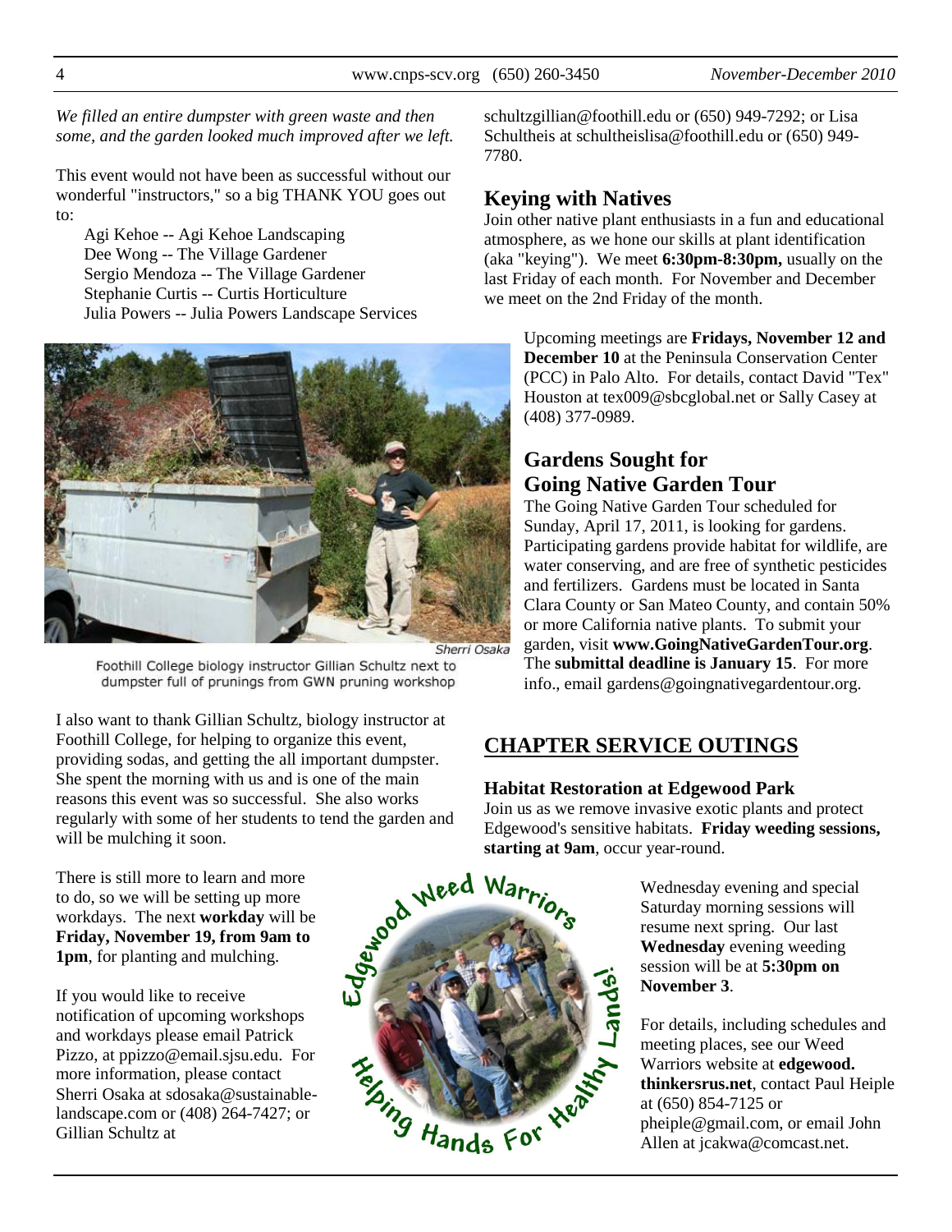*We filled an entire dumpster with green waste and then some, and the garden looked much improved after we left.*

This event would not have been as successful without our wonderful "instructors," so a big THANK YOU goes out to:

Agi Kehoe -- Agi Kehoe Landscaping
Dee Wong -- The Village Gardener
Sergio Mendoza -- The Village Gardener
Stephanie Curtis -- Curtis Horticulture
Julia Powers -- Julia Powers Landscape Services

Sherri Osaka

Foothill College biology instructor Gillian Schultz next to dumpster full of prunings from GWN pruning workshop

I also want to thank Gillian Schultz, biology instructor at Foothill College, for helping to organize this event, providing sodas, and getting the all important dumpster. She spent the morning with us and is one of the main reasons this event was so successful. She also works regularly with some of her students to tend the garden and will be mulching it soon.

There is still more to learn and more to do, so we will be setting up more workdays. The next **workday** will be **Friday, November 19, from 9am to 1pm**, for planting and mulching.

If you would like to receive notification of upcoming workshops and workdays please email Patrick Pizzo, at ppizzo@email.sjsu.edu. For more information, please contact Sherri Osaka at sdosaka@sustainable-landscape.com or (408) 264-7427; or Gillian Schultz at schultzgillian@foothill.edu or (650) 949-7292; or Lisa Schultheis at schultheislisa@foothill.edu or (650) 949-7780.

## Keying with Natives

Join other native plant enthusiasts in a fun and educational atmosphere, as we hone our skills at plant identification (aka "keying"). We meet **6:30pm-8:30pm,** usually on the last Friday of each month. For November and December we meet on the 2nd Friday of the month.

Upcoming meetings are **Fridays, November 12 and December 10** at the Peninsula Conservation Center (PCC) in Palo Alto. For details, contact David "Tex" Houston at tex009@sbcglobal.net or Sally Casey at (408) 377-0989.

## Gardens Sought for Going Native Garden Tour

The Going Native Garden Tour scheduled for Sunday, April 17, 2011, is looking for gardens. Participating gardens provide habitat for wildlife, are water conserving, and are free of synthetic pesticides and fertilizers. Gardens must be located in Santa Clara County or San Mateo County, and contain 50% or more California native plants. To submit your garden, visit **www.GoingNativeGardenTour.org**. The **submittal deadline is January 15**. For more info., email gardens@goingnativegardentour.org.

## CHAPTER SERVICE OUTINGS

### Habitat Restoration at Edgewood Park

Join us as we remove invasive exotic plants and protect Edgewood's sensitive habitats. **Friday weeding sessions, starting at 9am**, occur year-round.

Edgewood Weed Warriors — Helping Hands For Healthy Lands!

Wednesday evening and special Saturday morning sessions will resume next spring. Our last **Wednesday** evening weeding session will be at **5:30pm on November 3**.

For details, including schedules and meeting places, see our Weed Warriors website at **edgewood.thinkersrus.net**, contact Paul Heiple at (650) 854-7125 or pheiple@gmail.com, or email John Allen at jcakwa@comcast.net.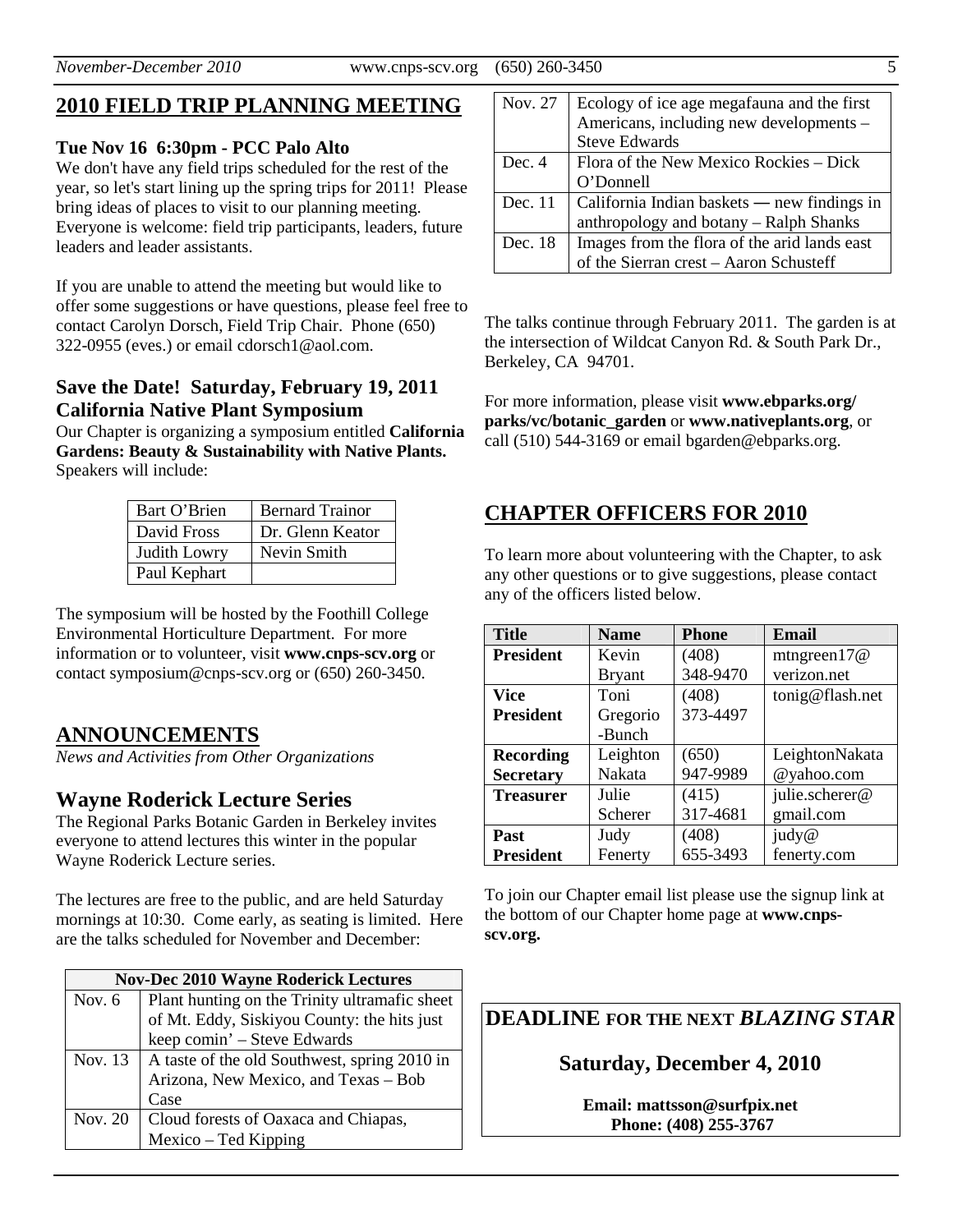## 2010 FIELD TRIP PLANNING MEETING

**Tue Nov 16 6:30pm - PCC Palo Alto**

We don't have any field trips scheduled for the rest of the year, so let's start lining up the spring trips for 2011! Please bring ideas of places to visit to our planning meeting. Everyone is welcome: field trip participants, leaders, future leaders and leader assistants.

If you are unable to attend the meeting but would like to offer some suggestions or have questions, please feel free to contact Carolyn Dorsch, Field Trip Chair. Phone (650) 322-0955 (eves.) or email cdorsch1@aol.com.

### Save the Date! Saturday, February 19, 2011 California Native Plant Symposium

Our Chapter is organizing a symposium entitled **California Gardens: Beauty & Sustainability with Native Plants.** Speakers will include:

| | |
|---|---|
| Bart O'Brien | Bernard Trainor |
| David Fross | Dr. Glenn Keator |
| Judith Lowry | Nevin Smith |
| Paul Kephart | |

The symposium will be hosted by the Foothill College Environmental Horticulture Department. For more information or to volunteer, visit **www.cnps-scv.org** or contact symposium@cnps-scv.org or (650) 260-3450.

## ANNOUNCEMENTS

*News and Activities from Other Organizations*

### Wayne Roderick Lecture Series

The Regional Parks Botanic Garden in Berkeley invites everyone to attend lectures this winter in the popular Wayne Roderick Lecture series.

The lectures are free to the public, and are held Saturday mornings at 10:30. Come early, as seating is limited. Here are the talks scheduled for November and December:

| Nov-Dec 2010 Wayne Roderick Lectures | |
|---|---|
| Nov. 6 | Plant hunting on the Trinity ultramafic sheet of Mt. Eddy, Siskiyou County: the hits just keep comin' – Steve Edwards |
| Nov. 13 | A taste of the old Southwest, spring 2010 in Arizona, New Mexico, and Texas – Bob Case |
| Nov. 20 | Cloud forests of Oaxaca and Chiapas, Mexico – Ted Kipping |
| Nov. 27 | Ecology of ice age megafauna and the first Americans, including new developments – Steve Edwards |
| Dec. 4 | Flora of the New Mexico Rockies – Dick O'Donnell |
| Dec. 11 | California Indian baskets — new findings in anthropology and botany – Ralph Shanks |
| Dec. 18 | Images from the flora of the arid lands east of the Sierran crest – Aaron Schusteff |

The talks continue through February 2011. The garden is at the intersection of Wildcat Canyon Rd. & South Park Dr., Berkeley, CA 94701.

For more information, please visit **www.ebparks.org/ parks/vc/botanic_garden** or **www.nativeplants.org**, or call (510) 544-3169 or email bgarden@ebparks.org.

## CHAPTER OFFICERS FOR 2010

To learn more about volunteering with the Chapter, to ask any other questions or to give suggestions, please contact any of the officers listed below.

| Title | Name | Phone | Email |
|---|---|---|---|
| **President** | Kevin Bryant | (408) 348-9470 | mtngreen17@verizon.net |
| **Vice President** | Toni Gregorio-Bunch | (408) 373-4497 | tonig@flash.net |
| **Recording Secretary** | Leighton Nakata | (650) 947-9989 | LeightonNakata@yahoo.com |
| **Treasurer** | Julie Scherer | (415) 317-4681 | julie.scherer@gmail.com |
| **Past President** | Judy Fenerty | (408) 655-3493 | judy@fenerty.com |

To join our Chapter email list please use the signup link at the bottom of our Chapter home page at **www.cnps-scv.org.**

**DEADLINE FOR THE NEXT *BLAZING STAR***

**Saturday, December 4, 2010**

**Email: mattsson@surfpix.net**
**Phone: (408) 255-3767**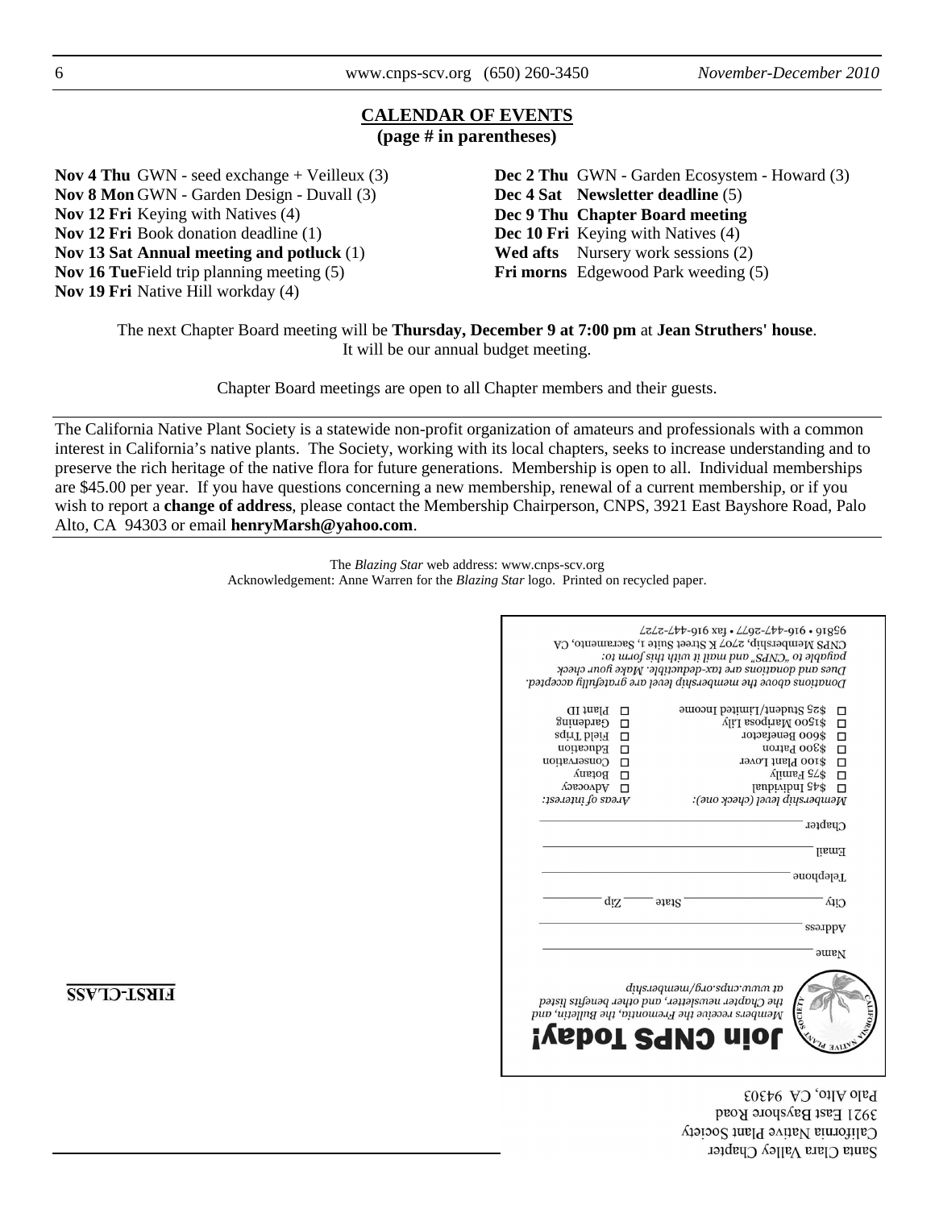## CALENDAR OF EVENTS
**(page # in parentheses)**

**Nov 4 Thu** GWN - seed exchange + Veilleux (3)
**Nov 8 Mon** GWN - Garden Design - Duvall (3)
**Nov 12 Fri** Keying with Natives (4)
**Nov 12 Fri** Book donation deadline (1)
**Nov 13 Sat Annual meeting and potluck** (1)
**Nov 16 Tue** Field trip planning meeting (5)
**Nov 19 Fri** Native Hill workday (4)

**Dec 2 Thu** GWN - Garden Ecosystem - Howard (3)
**Dec 4 Sat Newsletter deadline** (5)
**Dec 9 Thu Chapter Board meeting**
**Dec 10 Fri** Keying with Natives (4)
**Wed afts** Nursery work sessions (2)
**Fri morns** Edgewood Park weeding (5)

The next Chapter Board meeting will be **Thursday, December 9 at 7:00 pm** at **Jean Struthers' house**. It will be our annual budget meeting.

Chapter Board meetings are open to all Chapter members and their guests.

The California Native Plant Society is a statewide non-profit organization of amateurs and professionals with a common interest in California's native plants. The Society, working with its local chapters, seeks to increase understanding and to preserve the rich heritage of the native flora for future generations. Membership is open to all. Individual memberships are $45.00 per year. If you have questions concerning a new membership, renewal of a current membership, or if you wish to report a **change of address**, please contact the Membership Chairperson, CNPS, 3921 East Bayshore Road, Palo Alto, CA 94303 or email **henryMarsh@yahoo.com**.

The *Blazing Star* web address: www.cnps-scv.org
Acknowledgement: Anne Warren for the *Blazing Star* logo. Printed on recycled paper.

Santa Clara Valley Chapter
California Native Plant Society
3921 East Bayshore Road
Palo Alto, CA 94303

**FIRST-CLASS**

**Join CNPS Today!**

*Members receive the Fremontia, the Bulletin, and the Chapter newsletter, and other benefits listed at www.cnps.org/membership*

Name ______________________
Address ______________________
City ____________ State ______ Zip ______
Telephone ______________________
Email ______________________
Chapter ______________________

*Membership level (check one):*
- ☐ $45 Individual
- ☐ $75 Family
- ☐ $100 Plant Lover
- ☐ $300 Patron
- ☐ $600 Benefactor
- ☐ $1500 Mariposa Lily
- ☐ $25 Student/Limited Income

*Areas of interest:*
- ☐ Advocacy
- ☐ Botany
- ☐ Conservation
- ☐ Education
- ☐ Field Trips
- ☐ Gardening
- ☐ Plant ID

*Donations above the membership level are gratefully accepted. Dues and donations are tax-deductible. Make your check payable to "CNPS" and mail it with this form to:*
CNPS Membership, 2707 K Street Suite 1, Sacramento, CA 95816 • 916-447-2677 • fax 916-447-2727